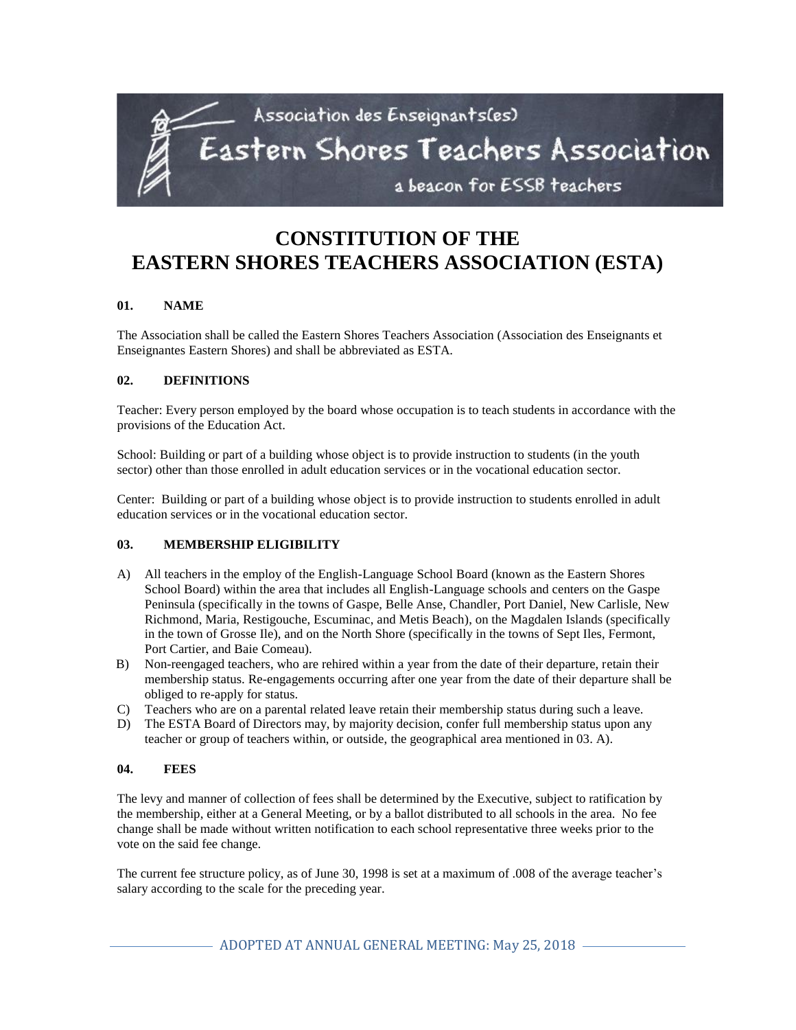Association des Enseignants(es)

Eastern Shores Teachers Association

a beacon for ESSB teachers

# CONSTITUTION OF THE EASTERN SHORES TEACHERS ASSOCIATION (ESTA)

### 01. NAME

The Association shall be called the Eastern Shores Teachers Association (Association des Enseignants et Enseignantes Eastern Shores) and shall be abbreviated as ESTA.

### 02. DEFINITIONS

Teacher: Every person employed by the board whose occupation is to teach students in accordance with the provisions of the Education Act.

School: Building or part of a building whose object is to provide instruction to students (in the youth sector) other than those enrolled in adult education services or in the vocational education sector.

Center: Building or part of a building whose object is to provide instruction to students enrolled in adult education services or in the vocational education sector.

### 03. MEMBERSHIP ELIGIBILITY

A) All teachers in the employ of the English-Language School Board (known as the Eastern Shores School Board) within the area that includes all English-Language schools and centers on the Gaspe Peninsula (specifically in the towns of Gaspe, Belle Anse, Chandler, Port Daniel, New Carlisle, New Richmond, Maria, Restigouche, Escuminac, and Metis Beach), on the Magdalen Islands (specifically in the town of Grosse Ile), and on the North Shore (specifically in the towns of Sept Iles, Fermont, Port Cartier, and Baie Comeau).

B) Non-reengaged teachers, who are rehired within a year from the date of their departure, retain their membership status. Re-engagements occurring after one year from the date of their departure shall be obliged to re-apply for status.

C) Teachers who are on a parental related leave retain their membership status during such a leave.

D) The ESTA Board of Directors may, by majority decision, confer full membership status upon any teacher or group of teachers within, or outside, the geographical area mentioned in 03. A).

### 04. FEES

The levy and manner of collection of fees shall be determined by the Executive, subject to ratification by the membership, either at a General Meeting, or by a ballot distributed to all schools in the area. No fee change shall be made without written notification to each school representative three weeks prior to the vote on the said fee change.

The current fee structure policy, as of June 30, 1998 is set at a maximum of .008 of the average teacher's salary according to the scale for the preceding year.

ADOPTED AT ANNUAL GENERAL MEETING: May 25, 2018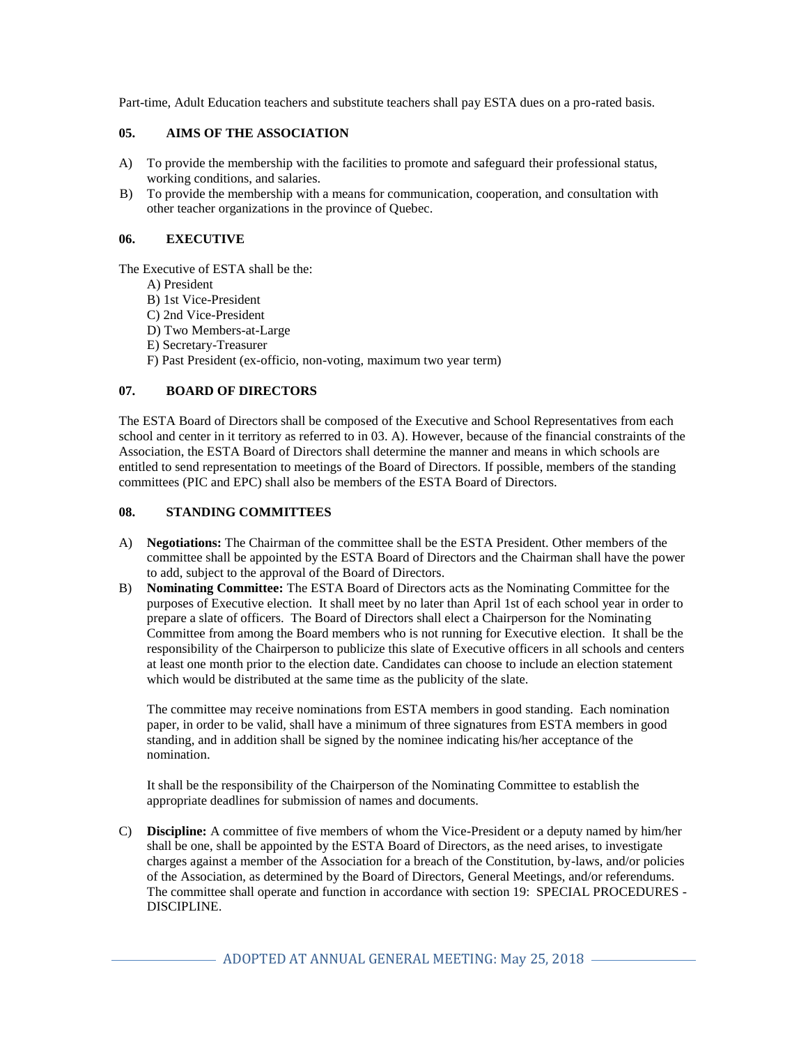Part-time, Adult Education teachers and substitute teachers shall pay ESTA dues on a pro-rated basis.

### 05. AIMS OF THE ASSOCIATION

A) To provide the membership with the facilities to promote and safeguard their professional status, working conditions, and salaries.

B) To provide the membership with a means for communication, cooperation, and consultation with other teacher organizations in the province of Quebec.

### 06. EXECUTIVE

The Executive of ESTA shall be the:

A) President
B) 1st Vice-President
C) 2nd Vice-President
D) Two Members-at-Large
E) Secretary-Treasurer
F) Past President (ex-officio, non-voting, maximum two year term)

### 07. BOARD OF DIRECTORS

The ESTA Board of Directors shall be composed of the Executive and School Representatives from each school and center in it territory as referred to in 03. A). However, because of the financial constraints of the Association, the ESTA Board of Directors shall determine the manner and means in which schools are entitled to send representation to meetings of the Board of Directors. If possible, members of the standing committees (PIC and EPC) shall also be members of the ESTA Board of Directors.

### 08. STANDING COMMITTEES

A) **Negotiations:** The Chairman of the committee shall be the ESTA President. Other members of the committee shall be appointed by the ESTA Board of Directors and the Chairman shall have the power to add, subject to the approval of the Board of Directors.

B) **Nominating Committee:** The ESTA Board of Directors acts as the Nominating Committee for the purposes of Executive election. It shall meet by no later than April 1st of each school year in order to prepare a slate of officers. The Board of Directors shall elect a Chairperson for the Nominating Committee from among the Board members who is not running for Executive election. It shall be the responsibility of the Chairperson to publicize this slate of Executive officers in all schools and centers at least one month prior to the election date. Candidates can choose to include an election statement which would be distributed at the same time as the publicity of the slate.

The committee may receive nominations from ESTA members in good standing. Each nomination paper, in order to be valid, shall have a minimum of three signatures from ESTA members in good standing, and in addition shall be signed by the nominee indicating his/her acceptance of the nomination.

It shall be the responsibility of the Chairperson of the Nominating Committee to establish the appropriate deadlines for submission of names and documents.

C) **Discipline:** A committee of five members of whom the Vice-President or a deputy named by him/her shall be one, shall be appointed by the ESTA Board of Directors, as the need arises, to investigate charges against a member of the Association for a breach of the Constitution, by-laws, and/or policies of the Association, as determined by the Board of Directors, General Meetings, and/or referendums. The committee shall operate and function in accordance with section 19: SPECIAL PROCEDURES - DISCIPLINE.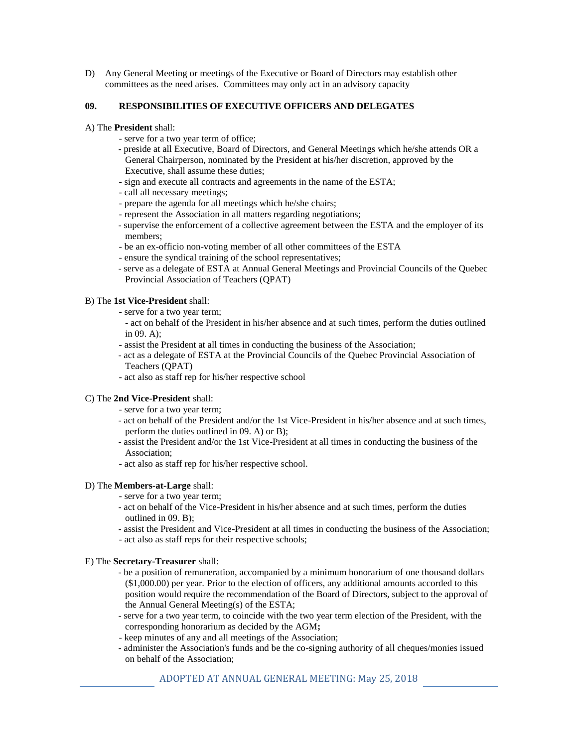D) Any General Meeting or meetings of the Executive or Board of Directors may establish other committees as the need arises. Committees may only act in an advisory capacity

## 09. RESPONSIBILITIES OF EXECUTIVE OFFICERS AND DELEGATES

A) The **President** shall:

- serve for a two year term of office;
- preside at all Executive, Board of Directors, and General Meetings which he/she attends OR a General Chairperson, nominated by the President at his/her discretion, approved by the Executive, shall assume these duties;
- sign and execute all contracts and agreements in the name of the ESTA;
- call all necessary meetings;
- prepare the agenda for all meetings which he/she chairs;
- represent the Association in all matters regarding negotiations;
- supervise the enforcement of a collective agreement between the ESTA and the employer of its members;
- be an ex-officio non-voting member of all other committees of the ESTA
- ensure the syndical training of the school representatives;
- serve as a delegate of ESTA at Annual General Meetings and Provincial Councils of the Quebec Provincial Association of Teachers (QPAT)

B) The **1st Vice-President** shall:

- serve for a two year term;
- act on behalf of the President in his/her absence and at such times, perform the duties outlined in 09. A);
- assist the President at all times in conducting the business of the Association;
- act as a delegate of ESTA at the Provincial Councils of the Quebec Provincial Association of Teachers (QPAT)
- act also as staff rep for his/her respective school

C) The **2nd Vice-President** shall:

- serve for a two year term;
- act on behalf of the President and/or the 1st Vice-President in his/her absence and at such times, perform the duties outlined in 09. A) or B);
- assist the President and/or the 1st Vice-President at all times in conducting the business of the Association;
- act also as staff rep for his/her respective school.

D) The **Members-at-Large** shall:

- serve for a two year term;
- act on behalf of the Vice-President in his/her absence and at such times, perform the duties outlined in 09. B);
- assist the President and Vice-President at all times in conducting the business of the Association;
- act also as staff reps for their respective schools;

E) The **Secretary-Treasurer** shall:

- be a position of remuneration, accompanied by a minimum honorarium of one thousand dollars ($1,000.00) per year. Prior to the election of officers, any additional amounts accorded to this position would require the recommendation of the Board of Directors, subject to the approval of the Annual General Meeting(s) of the ESTA;
- serve for a two year term, to coincide with the two year term election of the President, with the corresponding honorarium as decided by the AGM**;**
- keep minutes of any and all meetings of the Association;
- administer the Association's funds and be the co-signing authority of all cheques/monies issued on behalf of the Association;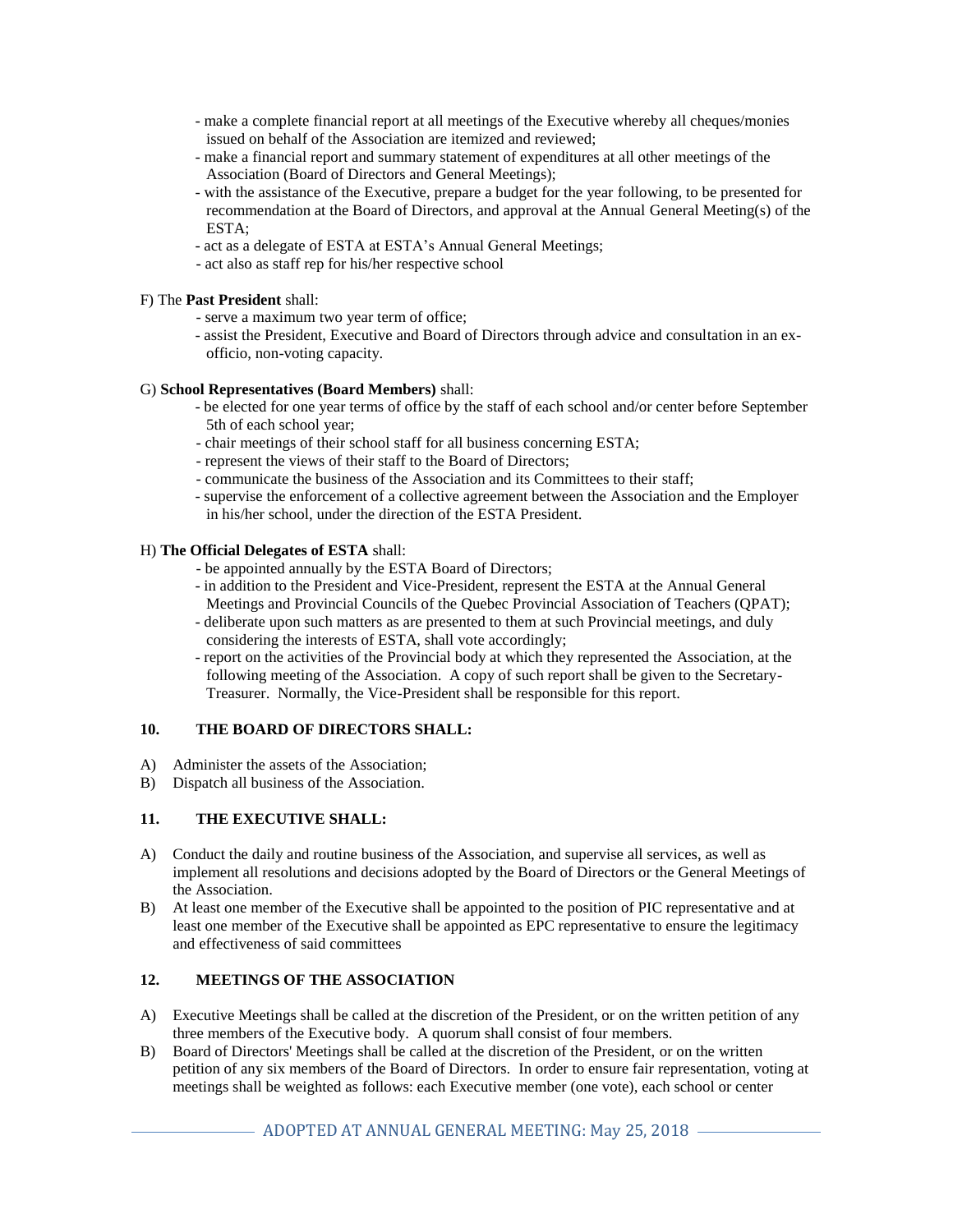- make a complete financial report at all meetings of the Executive whereby all cheques/monies issued on behalf of the Association are itemized and reviewed;
- make a financial report and summary statement of expenditures at all other meetings of the Association (Board of Directors and General Meetings);
- with the assistance of the Executive, prepare a budget for the year following, to be presented for recommendation at the Board of Directors, and approval at the Annual General Meeting(s) of the ESTA;
- act as a delegate of ESTA at ESTA's Annual General Meetings;
- act also as staff rep for his/her respective school

F) The **Past President** shall:

- serve a maximum two year term of office;
- assist the President, Executive and Board of Directors through advice and consultation in an ex-officio, non-voting capacity.

G) **School Representatives (Board Members)** shall:

- be elected for one year terms of office by the staff of each school and/or center before September 5th of each school year;
- chair meetings of their school staff for all business concerning ESTA;
- represent the views of their staff to the Board of Directors;
- communicate the business of the Association and its Committees to their staff;
- supervise the enforcement of a collective agreement between the Association and the Employer in his/her school, under the direction of the ESTA President.

H) **The Official Delegates of ESTA** shall:

- be appointed annually by the ESTA Board of Directors;
- in addition to the President and Vice-President, represent the ESTA at the Annual General Meetings and Provincial Councils of the Quebec Provincial Association of Teachers (QPAT);
- deliberate upon such matters as are presented to them at such Provincial meetings, and duly considering the interests of ESTA, shall vote accordingly;
- report on the activities of the Provincial body at which they represented the Association, at the following meeting of the Association. A copy of such report shall be given to the Secretary-Treasurer. Normally, the Vice-President shall be responsible for this report.

## 10. THE BOARD OF DIRECTORS SHALL:

A) Administer the assets of the Association;

B) Dispatch all business of the Association.

## 11. THE EXECUTIVE SHALL:

A) Conduct the daily and routine business of the Association, and supervise all services, as well as implement all resolutions and decisions adopted by the Board of Directors or the General Meetings of the Association.

B) At least one member of the Executive shall be appointed to the position of PIC representative and at least one member of the Executive shall be appointed as EPC representative to ensure the legitimacy and effectiveness of said committees

## 12. MEETINGS OF THE ASSOCIATION

A) Executive Meetings shall be called at the discretion of the President, or on the written petition of any three members of the Executive body. A quorum shall consist of four members.

B) Board of Directors' Meetings shall be called at the discretion of the President, or on the written petition of any six members of the Board of Directors. In order to ensure fair representation, voting at meetings shall be weighted as follows: each Executive member (one vote), each school or center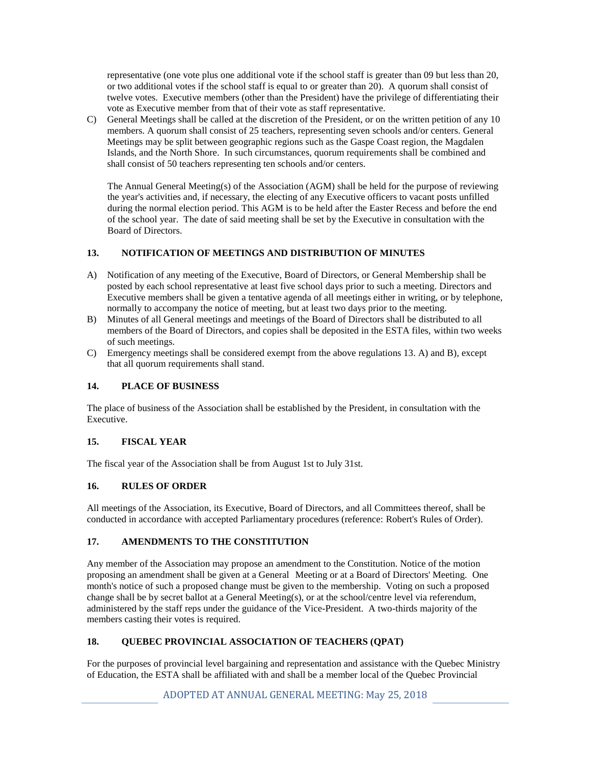representative (one vote plus one additional vote if the school staff is greater than 09 but less than 20, or two additional votes if the school staff is equal to or greater than 20). A quorum shall consist of twelve votes. Executive members (other than the President) have the privilege of differentiating their vote as Executive member from that of their vote as staff representative.

C) General Meetings shall be called at the discretion of the President, or on the written petition of any 10 members. A quorum shall consist of 25 teachers, representing seven schools and/or centers. General Meetings may be split between geographic regions such as the Gaspe Coast region, the Magdalen Islands, and the North Shore. In such circumstances, quorum requirements shall be combined and shall consist of 50 teachers representing ten schools and/or centers.

   The Annual General Meeting(s) of the Association (AGM) shall be held for the purpose of reviewing the year's activities and, if necessary, the electing of any Executive officers to vacant posts unfilled during the normal election period. This AGM is to be held after the Easter Recess and before the end of the school year. The date of said meeting shall be set by the Executive in consultation with the Board of Directors.

### 13. NOTIFICATION OF MEETINGS AND DISTRIBUTION OF MINUTES

A) Notification of any meeting of the Executive, Board of Directors, or General Membership shall be posted by each school representative at least five school days prior to such a meeting. Directors and Executive members shall be given a tentative agenda of all meetings either in writing, or by telephone, normally to accompany the notice of meeting, but at least two days prior to the meeting.

B) Minutes of all General meetings and meetings of the Board of Directors shall be distributed to all members of the Board of Directors, and copies shall be deposited in the ESTA files, within two weeks of such meetings.

C) Emergency meetings shall be considered exempt from the above regulations 13. A) and B), except that all quorum requirements shall stand.

### 14. PLACE OF BUSINESS

The place of business of the Association shall be established by the President, in consultation with the Executive.

### 15. FISCAL YEAR

The fiscal year of the Association shall be from August 1st to July 31st.

### 16. RULES OF ORDER

All meetings of the Association, its Executive, Board of Directors, and all Committees thereof, shall be conducted in accordance with accepted Parliamentary procedures (reference: Robert's Rules of Order).

### 17. AMENDMENTS TO THE CONSTITUTION

Any member of the Association may propose an amendment to the Constitution. Notice of the motion proposing an amendment shall be given at a General Meeting or at a Board of Directors' Meeting. One month's notice of such a proposed change must be given to the membership. Voting on such a proposed change shall be by secret ballot at a General Meeting(s), or at the school/centre level via referendum, administered by the staff reps under the guidance of the Vice-President. A two-thirds majority of the members casting their votes is required.

### 18. QUEBEC PROVINCIAL ASSOCIATION OF TEACHERS (QPAT)

For the purposes of provincial level bargaining and representation and assistance with the Quebec Ministry of Education, the ESTA shall be affiliated with and shall be a member local of the Quebec Provincial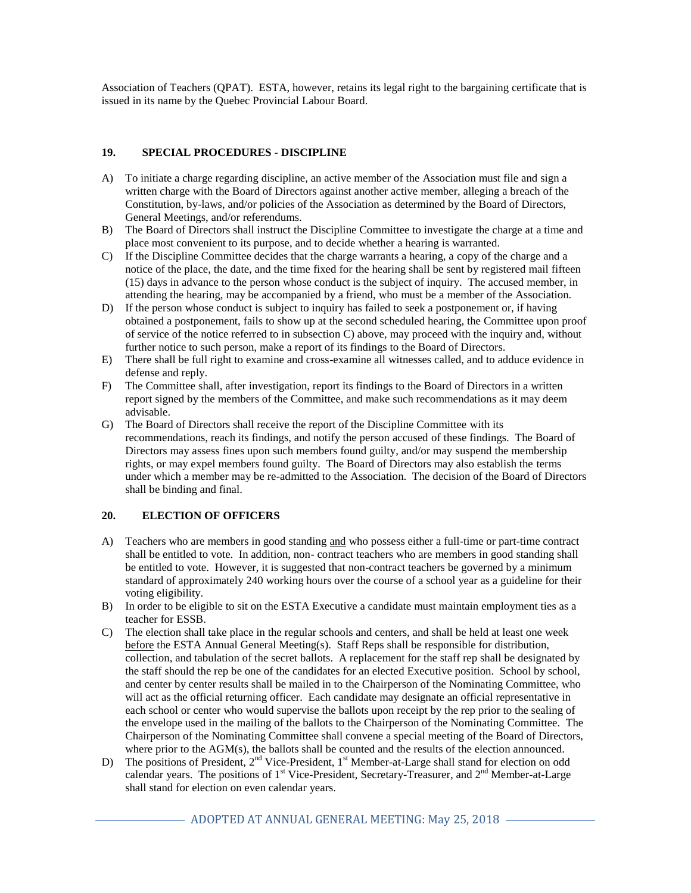Association of Teachers (QPAT). ESTA, however, retains its legal right to the bargaining certificate that is issued in its name by the Quebec Provincial Labour Board.

## 19. SPECIAL PROCEDURES - DISCIPLINE

A) To initiate a charge regarding discipline, an active member of the Association must file and sign a written charge with the Board of Directors against another active member, alleging a breach of the Constitution, by-laws, and/or policies of the Association as determined by the Board of Directors, General Meetings, and/or referendums.

B) The Board of Directors shall instruct the Discipline Committee to investigate the charge at a time and place most convenient to its purpose, and to decide whether a hearing is warranted.

C) If the Discipline Committee decides that the charge warrants a hearing, a copy of the charge and a notice of the place, the date, and the time fixed for the hearing shall be sent by registered mail fifteen (15) days in advance to the person whose conduct is the subject of inquiry. The accused member, in attending the hearing, may be accompanied by a friend, who must be a member of the Association.

D) If the person whose conduct is subject to inquiry has failed to seek a postponement or, if having obtained a postponement, fails to show up at the second scheduled hearing, the Committee upon proof of service of the notice referred to in subsection C) above, may proceed with the inquiry and, without further notice to such person, make a report of its findings to the Board of Directors.

E) There shall be full right to examine and cross-examine all witnesses called, and to adduce evidence in defense and reply.

F) The Committee shall, after investigation, report its findings to the Board of Directors in a written report signed by the members of the Committee, and make such recommendations as it may deem advisable.

G) The Board of Directors shall receive the report of the Discipline Committee with its recommendations, reach its findings, and notify the person accused of these findings. The Board of Directors may assess fines upon such members found guilty, and/or may suspend the membership rights, or may expel members found guilty. The Board of Directors may also establish the terms under which a member may be re-admitted to the Association. The decision of the Board of Directors shall be binding and final.

## 20. ELECTION OF OFFICERS

A) Teachers who are members in good standing <u>and</u> who possess either a full-time or part-time contract shall be entitled to vote. In addition, non- contract teachers who are members in good standing shall be entitled to vote. However, it is suggested that non-contract teachers be governed by a minimum standard of approximately 240 working hours over the course of a school year as a guideline for their voting eligibility.

B) In order to be eligible to sit on the ESTA Executive a candidate must maintain employment ties as a teacher for ESSB.

C) The election shall take place in the regular schools and centers, and shall be held at least one week <u>before</u> the ESTA Annual General Meeting(s). Staff Reps shall be responsible for distribution, collection, and tabulation of the secret ballots. A replacement for the staff rep shall be designated by the staff should the rep be one of the candidates for an elected Executive position. School by school, and center by center results shall be mailed in to the Chairperson of the Nominating Committee, who will act as the official returning officer. Each candidate may designate an official representative in each school or center who would supervise the ballots upon receipt by the rep prior to the sealing of the envelope used in the mailing of the ballots to the Chairperson of the Nominating Committee. The Chairperson of the Nominating Committee shall convene a special meeting of the Board of Directors, where prior to the AGM(s), the ballots shall be counted and the results of the election announced.

D) The positions of President, 2nd Vice-President, 1st Member-at-Large shall stand for election on odd calendar years. The positions of 1st Vice-President, Secretary-Treasurer, and 2nd Member-at-Large shall stand for election on even calendar years.